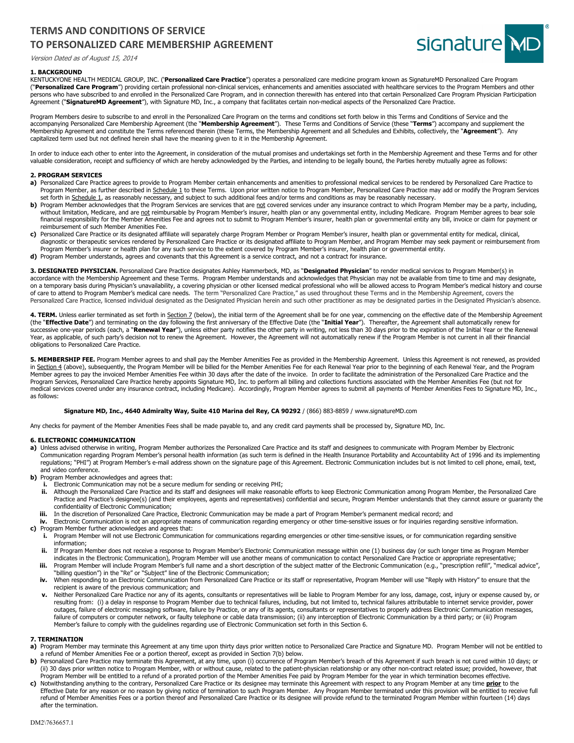# TERMS AND CONDITIONS OF SERVICE
# TO PERSONALIZED CARE MEMBERSHIP AGREEMENT

*Version Dated as of August 15, 2014*

### 1. BACKGROUND

KENTUCKYONE HEALTH MEDICAL GROUP, INC. ("**Personalized Care Practice**") operates a personalized care medicine program known as SignatureMD Personalized Care Program ("**Personalized Care Program**") providing certain professional non-clinical services, enhancements and amenities associated with healthcare services to the Program Members and other persons who have subscribed to and enrolled in the Personalized Care Program, and in connection therewith has entered into that certain Personalized Care Program Physician Participation Agreement ("**SignatureMD Agreement**"), with Signature MD, Inc., a company that facilitates certain non-medical aspects of the Personalized Care Practice.

Program Members desire to subscribe to and enroll in the Personalized Care Program on the terms and conditions set forth below in this Terms and Conditions of Service and the accompanying Personalized Care Membership Agreement (the "**Membership Agreement**"). These Terms and Conditions of Service (these "**Terms**") accompany and supplement the Membership Agreement and constitute the Terms referenced therein (these Terms, the Membership Agreement and all Schedules and Exhibits, collectively, the "**Agreement**"). Any capitalized term used but not defined herein shall have the meaning given to it in the Membership Agreement.

In order to induce each other to enter into the Agreement, in consideration of the mutual promises and undertakings set forth in the Membership Agreement and these Terms and for other valuable consideration, receipt and sufficiency of which are hereby acknowledged by the Parties, and intending to be legally bound, the Parties hereby mutually agree as follows:

### 2. PROGRAM SERVICES

**a)** Personalized Care Practice agrees to provide to Program Member certain enhancements and amenities to professional medical services to be rendered by Personalized Care Practice to Program Member, as further described in Schedule 1 to these Terms. Upon prior written notice to Program Member, Personalized Care Practice may add or modify the Program Services set forth in Schedule 1, as reasonably necessary, and subject to such additional fees and/or terms and conditions as may be reasonably necessary.

**b)** Program Member acknowledges that the Program Services are services that are not covered services under any insurance contract to which Program Member may be a party, including, without limitation, Medicare, and are not reimbursable by Program Member's insurer, health plan or any governmental entity, including Medicare. Program Member agrees to bear sole financial responsibility for the Member Amenities Fee and agrees not to submit to Program Member's insurer, health plan or governmental entity any bill, invoice or claim for payment or reimbursement of such Member Amenities Fee.

**c)** Personalized Care Practice or its designated affiliate will separately charge Program Member or Program Member's insurer, health plan or governmental entity for medical, clinical, diagnostic or therapeutic services rendered by Personalized Care Practice or its designated affiliate to Program Member, and Program Member may seek payment or reimbursement from Program Member's insurer or health plan for any such service to the extent covered by Program Member's insurer, health plan or governmental entity.

**d)** Program Member understands, agrees and covenants that this Agreement is a service contract, and not a contract for insurance.

**3. DESIGNATED PHYSICIAN.** Personalized Care Practice designates Ashley Hammerbeck, MD, as "**Designated Physician**" to render medical services to Program Member(s) in accordance with the Membership Agreement and these Terms. Program Member understands and acknowledges that Physician may not be available from time to time and may designate, on a temporary basis during Physician's unavailability, a covering physician or other licensed medical professional who will be allowed access to Program Member's medical history and course of care to attend to Program Member's medical care needs. The term "Personalized Care Practice," as used throughout these Terms and in the Membership Agreement, covers the Personalized Care Practice, licensed individual designated as the Designated Physician herein and such other practitioner as may be designated parties in the Designated Physician's absence.

**4. TERM.** Unless earlier terminated as set forth in Section 7 (below), the initial term of the Agreement shall be for one year, commencing on the effective date of the Membership Agreement (the "**Effective Date**") and terminating on the day following the first anniversary of the Effective Date (the "**Initial Year**"). Thereafter, the Agreement shall automatically renew for successive one-year periods (each, a "**Renewal Year**"), unless either party notifies the other party in writing, not less than 30 days prior to the expiration of the Initial Year or the Renewal Year, as applicable, of such party's decision not to renew the Agreement. However, the Agreement will not automatically renew if the Program Member is not current in all their financial obligations to Personalized Care Practice.

**5. MEMBERSHIP FEE.** Program Member agrees to and shall pay the Member Amenities Fee as provided in the Membership Agreement. Unless this Agreement is not renewed, as provided in Section 4 (above), subsequently, the Program Member will be billed for the Member Amenities Fee for each Renewal Year prior to the beginning of each Renewal Year, and the Program Member agrees to pay the invoiced Member Amenities Fee within 30 days after the date of the invoice. In order to facilitate the administration of the Personalized Care Practice and the Program Services, Personalized Care Practice hereby appoints Signature MD, Inc. to perform all billing and collections functions associated with the Member Amenities Fee (but not for medical services covered under any insurance contract, including Medicare). Accordingly, Program Member agrees to submit all payments of Member Amenities Fees to Signature MD, Inc., as follows:

**Signature MD, Inc., 4640 Admiralty Way, Suite 410 Marina del Rey, CA 90292** / (866) 883-8859 / www.signatureMD.com

Any checks for payment of the Member Amenities Fees shall be made payable to, and any credit card payments shall be processed by, Signature MD, Inc.

### 6. ELECTRONIC COMMUNICATION

**a)** Unless advised otherwise in writing, Program Member authorizes the Personalized Care Practice and its staff and designees to communicate with Program Member by Electronic Communication regarding Program Member's personal health information (as such term is defined in the Health Insurance Portability and Accountability Act of 1996 and its implementing regulations; "PHI") at Program Member's e-mail address shown on the signature page of this Agreement. Electronic Communication includes but is not limited to cell phone, email, text, and video conference.

**b)** Program Member acknowledges and agrees that:

- **i.** Electronic Communication may not be a secure medium for sending or receiving PHI;
- **ii.** Although the Personalized Care Practice and its staff and designees will make reasonable efforts to keep Electronic Communication among Program Member, the Personalized Care Practice and Practice's designee(s) (and their employees, agents and representatives) confidential and secure, Program Member understands that they cannot assure or guaranty the confidentiality of Electronic Communication;
- **iii.** In the discretion of Personalized Care Practice, Electronic Communication may be made a part of Program Member's permanent medical record; and
- **iv.** Electronic Communication is not an appropriate means of communication regarding emergency or other time-sensitive issues or for inquiries regarding sensitive information.

**c)** Program Member further acknowledges and agrees that:

- **i.** Program Member will not use Electronic Communication for communications regarding emergencies or other time-sensitive issues, or for communication regarding sensitive information;
- **ii.** If Program Member does not receive a response to Program Member's Electronic Communication message within one (1) business day (or such longer time as Program Member indicates in the Electronic Communication), Program Member will use another means of communication to contact Personalized Care Practice or appropriate representative;
- **iii.** Program Member will include Program Member's full name and a short description of the subject matter of the Electronic Communication (e.g., "prescription refill", "medical advice", "billing question") in the "Re" or "Subject" line of the Electronic Communication;
- **iv.** When responding to an Electronic Communication from Personalized Care Practice or its staff or representative, Program Member will use "Reply with History" to ensure that the recipient is aware of the previous communication; and
- **v.** Neither Personalized Care Practice nor any of its agents, consultants or representatives will be liable to Program Member for any loss, damage, cost, injury or expense caused by, or resulting from: (i) a delay in response to Program Member due to technical failures, including, but not limited to, technical failures attributable to internet service provider, power outages, failure of electronic messaging software, failure by Practice, or any of its agents, consultants or representatives to properly address Electronic Communication messages, failure of computers or computer network, or faulty telephone or cable data transmission; (ii) any interception of Electronic Communication by a third party; or (iii) Program Member's failure to comply with the guidelines regarding use of Electronic Communication set forth in this Section 6.

### 7. TERMINATION

**a)** Program Member may terminate this Agreement at any time upon thirty days prior written notice to Personalized Care Practice and Signature MD. Program Member will not be entitled to a refund of Member Amenities Fee or a portion thereof, except as provided in Section 7(b) below.

**b)** Personalized Care Practice may terminate this Agreement, at any time, upon (i) occurrence of Program Member's breach of this Agreement if such breach is not cured within 10 days; or (ii) 30 days prior written notice to Program Member, with or without cause, related to the patient-physician relationship or any other non-contract related issue; provided, however, that Program Member will be entitled to a refund of a prorated portion of the Member Amenities Fee paid by Program Member for the year in which termination becomes effective.

**c)** Notwithstanding anything to the contrary, Personalized Care Practice or its designee may terminate this Agreement with respect to any Program Member at any time **prior** to the Effective Date for any reason or no reason by giving notice of termination to such Program Member. Any Program Member terminated under this provision will be entitled to receive full refund of Member Amenities Fees or a portion thereof and Personalized Care Practice or its designee will provide refund to the terminated Program Member within fourteen (14) days after the termination.

DM2\7636657.1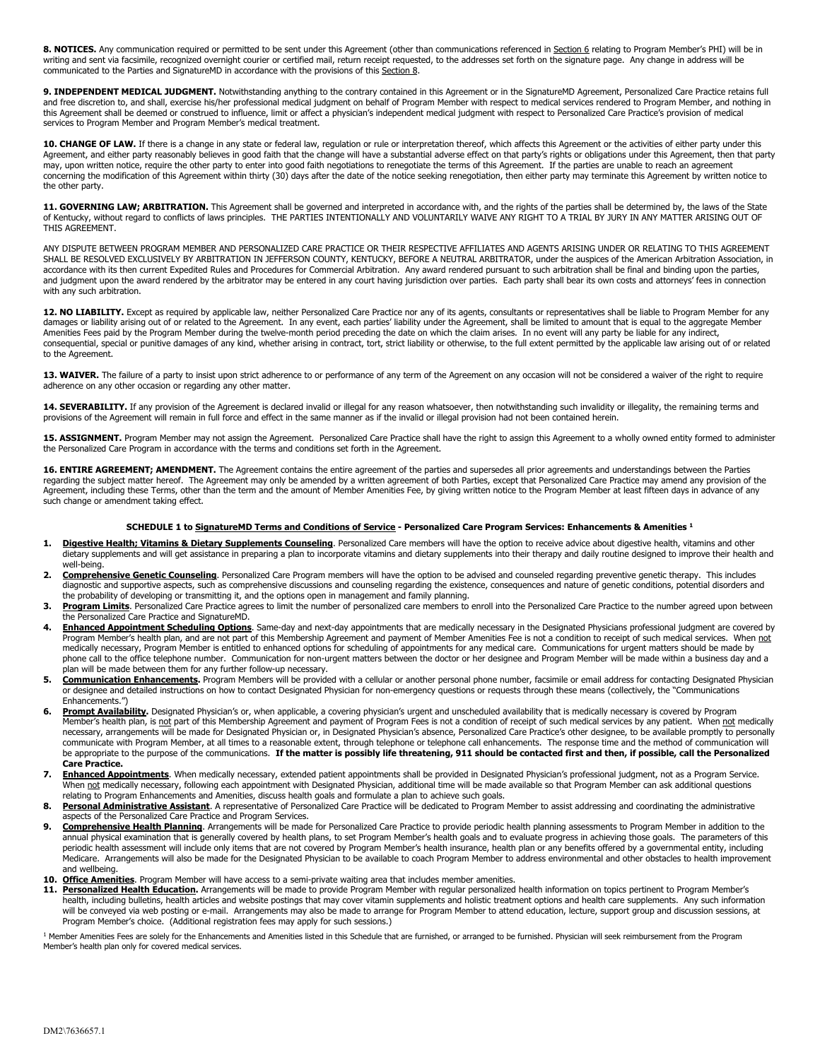**8. NOTICES.** Any communication required or permitted to be sent under this Agreement (other than communications referenced in Section 6 relating to Program Member's PHI) will be in writing and sent via facsimile, recognized overnight courier or certified mail, return receipt requested, to the addresses set forth on the signature page. Any change in address will be communicated to the Parties and SignatureMD in accordance with the provisions of this Section 8.

**9. INDEPENDENT MEDICAL JUDGMENT.** Notwithstanding anything to the contrary contained in this Agreement or in the SignatureMD Agreement, Personalized Care Practice retains full and free discretion to, and shall, exercise his/her professional medical judgment on behalf of Program Member with respect to medical services rendered to Program Member, and nothing in this Agreement shall be deemed or construed to influence, limit or affect a physician's independent medical judgment with respect to Personalized Care Practice's provision of medical services to Program Member and Program Member's medical treatment.

**10. CHANGE OF LAW.** If there is a change in any state or federal law, regulation or rule or interpretation thereof, which affects this Agreement or the activities of either party under this Agreement, and either party reasonably believes in good faith that the change will have a substantial adverse effect on that party's rights or obligations under this Agreement, then that party may, upon written notice, require the other party to enter into good faith negotiations to renegotiate the terms of this Agreement. If the parties are unable to reach an agreement concerning the modification of this Agreement within thirty (30) days after the date of the notice seeking renegotiation, then either party may terminate this Agreement by written notice to the other party.

**11. GOVERNING LAW; ARBITRATION.** This Agreement shall be governed and interpreted in accordance with, and the rights of the parties shall be determined by, the laws of the State of Kentucky, without regard to conflicts of laws principles. THE PARTIES INTENTIONALLY AND VOLUNTARILY WAIVE ANY RIGHT TO A TRIAL BY JURY IN ANY MATTER ARISING OUT OF THIS AGREEMENT.

ANY DISPUTE BETWEEN PROGRAM MEMBER AND PERSONALIZED CARE PRACTICE OR THEIR RESPECTIVE AFFILIATES AND AGENTS ARISING UNDER OR RELATING TO THIS AGREEMENT SHALL BE RESOLVED EXCLUSIVELY BY ARBITRATION IN JEFFERSON COUNTY, KENTUCKY, BEFORE A NEUTRAL ARBITRATOR, under the auspices of the American Arbitration Association, in accordance with its then current Expedited Rules and Procedures for Commercial Arbitration. Any award rendered pursuant to such arbitration shall be final and binding upon the parties, and judgment upon the award rendered by the arbitrator may be entered in any court having jurisdiction over parties. Each party shall bear its own costs and attorneys' fees in connection with any such arbitration.

**12. NO LIABILITY.** Except as required by applicable law, neither Personalized Care Practice nor any of its agents, consultants or representatives shall be liable to Program Member for any damages or liability arising out of or related to the Agreement. In any event, each parties' liability under the Agreement, shall be limited to amount that is equal to the aggregate Member Amenities Fees paid by the Program Member during the twelve-month period preceding the date on which the claim arises. In no event will any party be liable for any indirect, consequential, special or punitive damages of any kind, whether arising in contract, tort, strict liability or otherwise, to the full extent permitted by the applicable law arising out of or related to the Agreement.

**13. WAIVER.** The failure of a party to insist upon strict adherence to or performance of any term of the Agreement on any occasion will not be considered a waiver of the right to require adherence on any other occasion or regarding any other matter.

**14. SEVERABILITY.** If any provision of the Agreement is declared invalid or illegal for any reason whatsoever, then notwithstanding such invalidity or illegality, the remaining terms and provisions of the Agreement will remain in full force and effect in the same manner as if the invalid or illegal provision had not been contained herein.

**15. ASSIGNMENT.** Program Member may not assign the Agreement. Personalized Care Practice shall have the right to assign this Agreement to a wholly owned entity formed to administer the Personalized Care Program in accordance with the terms and conditions set forth in the Agreement.

**16. ENTIRE AGREEMENT; AMENDMENT.** The Agreement contains the entire agreement of the parties and supersedes all prior agreements and understandings between the Parties regarding the subject matter hereof. The Agreement may only be amended by a written agreement of both Parties, except that Personalized Care Practice may amend any provision of the Agreement, including these Terms, other than the term and the amount of Member Amenities Fee, by giving written notice to the Program Member at least fifteen days in advance of any such change or amendment taking effect.

### SCHEDULE 1 to SignatureMD Terms and Conditions of Service - Personalized Care Program Services: Enhancements & Amenities [1]

1. **Digestive Health; Vitamins & Dietary Supplements Counseling**. Personalized Care members will have the option to receive advice about digestive health, vitamins and other dietary supplements and will get assistance in preparing a plan to incorporate vitamins and dietary supplements into their therapy and daily routine designed to improve their health and well-being.
2. **Comprehensive Genetic Counseling**. Personalized Care Program members will have the option to be advised and counseled regarding preventive genetic therapy. This includes diagnostic and supportive aspects, such as comprehensive discussions and counseling regarding the existence, consequences and nature of genetic conditions, potential disorders and the probability of developing or transmitting it, and the options open in management and family planning.
3. **Program Limits**. Personalized Care Practice agrees to limit the number of personalized care members to enroll into the Personalized Care Practice to the number agreed upon between the Personalized Care Practice and SignatureMD.
4. **Enhanced Appointment Scheduling Options**. Same-day and next-day appointments that are medically necessary in the Designated Physicians professional judgment are covered by Program Member's health plan, and are not part of this Membership Agreement and payment of Member Amenities Fee is not a condition to receipt of such medical services. When not medically necessary, Program Member is entitled to enhanced options for scheduling of appointments for any medical care. Communications for urgent matters should be made by phone call to the office telephone number. Communication for non-urgent matters between the doctor or her designee and Program Member will be made within a business day and a plan will be made between them for any further follow-up necessary.
5. **Communication Enhancements.** Program Members will be provided with a cellular or another personal phone number, facsimile or email address for contacting Designated Physician or designee and detailed instructions on how to contact Designated Physician for non-emergency questions or requests through these means (collectively, the "Communications Enhancements.")
6. **Prompt Availability.** Designated Physician's or, when applicable, a covering physician's urgent and unscheduled availability that is medically necessary is covered by Program Member's health plan, is not part of this Membership Agreement and payment of Program Fees is not a condition of receipt of such medical services by any patient. When not medically necessary, arrangements will be made for Designated Physician or, in Designated Physician's absence, Personalized Care Practice's other designee, to be available promptly to personally communicate with Program Member, at all times to a reasonable extent, through telephone or telephone call enhancements. The response time and the method of communication will be appropriate to the purpose of the communications. **If the matter is possibly life threatening, 911 should be contacted first and then, if possible, call the Personalized Care Practice.**
7. **Enhanced Appointments**. When medically necessary, extended patient appointments shall be provided in Designated Physician's professional judgment, not as a Program Service. When not medically necessary, following each appointment with Designated Physician, additional time will be made available so that Program Member can ask additional questions relating to Program Enhancements and Amenities, discuss health goals and formulate a plan to achieve such goals.
8. **Personal Administrative Assistant**. A representative of Personalized Care Practice will be dedicated to Program Member to assist addressing and coordinating the administrative aspects of the Personalized Care Practice and Program Services.
9. **Comprehensive Health Planning**. Arrangements will be made for Personalized Care Practice to provide periodic health planning assessments to Program Member in addition to the annual physical examination that is generally covered by health plans, to set Program Member's health goals and to evaluate progress in achieving those goals. The parameters of this periodic health assessment will include only items that are not covered by Program Member's health insurance, health plan or any benefits offered by a governmental entity, including Medicare. Arrangements will also be made for the Designated Physician to be available to coach Program Member to address environmental and other obstacles to health improvement and wellbeing.
10. **Office Amenities**. Program Member will have access to a semi-private waiting area that includes member amenities.
11. **Personalized Health Education.** Arrangements will be made to provide Program Member with regular personalized health information on topics pertinent to Program Member's health, including bulletins, health articles and website postings that may cover vitamin supplements and holistic treatment options and health care supplements. Any such information will be conveyed via web posting or e-mail. Arrangements may also be made to arrange for Program Member to attend education, lecture, support group and discussion sessions, at Program Member's choice. (Additional registration fees may apply for such sessions.)

[1] Member Amenities Fees are solely for the Enhancements and Amenities listed in this Schedule that are furnished, or arranged to be furnished. Physician will seek reimbursement from the Program Member's health plan only for covered medical services.

DM2\7636657.1